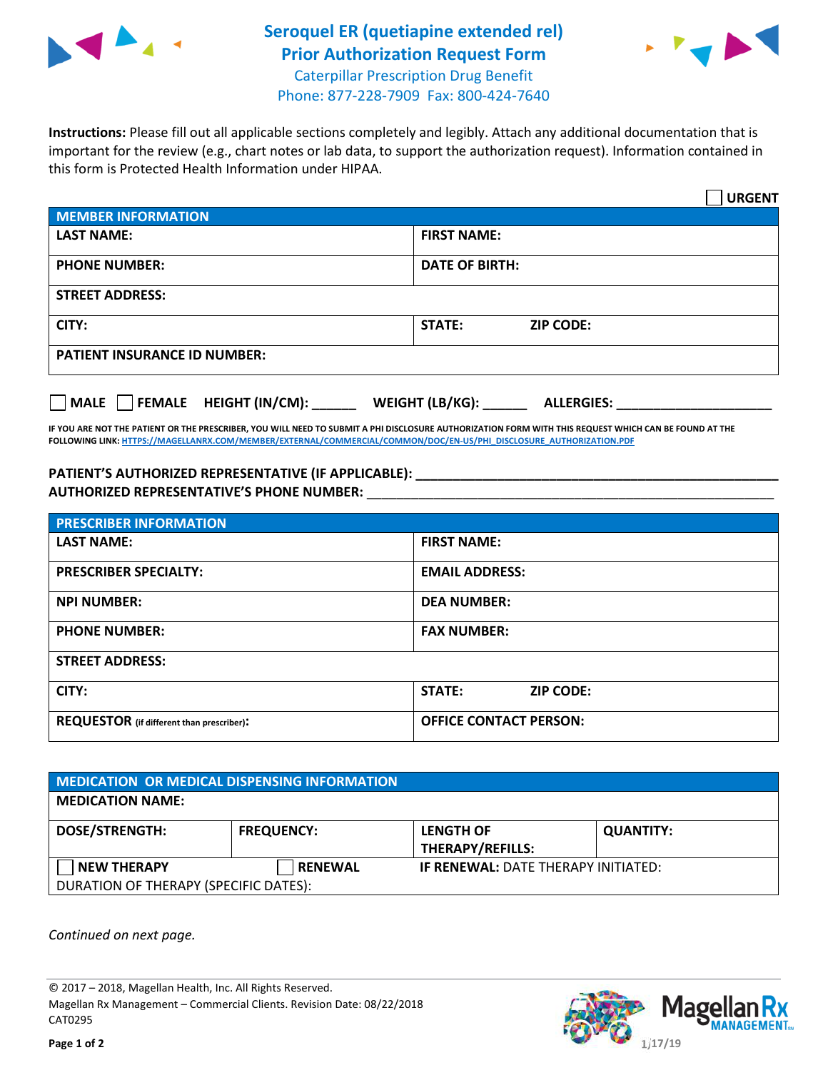# Seroquel ER (quetiapine extended rel) Prior Authorization Request Form

Caterpillar Prescription Drug Benefit
Phone: 877-228-7909 Fax: 800-424-7640

**Instructions:** Please fill out all applicable sections completely and legibly. Attach any additional documentation that is important for the review (e.g., chart notes or lab data, to support the authorization request). Information contained in this form is Protected Health Information under HIPAA.

☐ **URGENT**

| **MEMBER INFORMATION** | |
|---|---|
| **LAST NAME:** | **FIRST NAME:** |
| **PHONE NUMBER:** | **DATE OF BIRTH:** |
| **STREET ADDRESS:** | |
| **CITY:** | **STATE:** **ZIP CODE:** |
| **PATIENT INSURANCE ID NUMBER:** | |

☐ **MALE** ☐ **FEMALE** **HEIGHT (IN/CM):** ______ **WEIGHT (LB/KG):** ______ **ALLERGIES:** ____________________

**IF YOU ARE NOT THE PATIENT OR THE PRESCRIBER, YOU WILL NEED TO SUBMIT A PHI DISCLOSURE AUTHORIZATION FORM WITH THIS REQUEST WHICH CAN BE FOUND AT THE FOLLOWING LINK: HTTPS://MAGELLANRX.COM/MEMBER/EXTERNAL/COMMERCIAL/COMMON/DOC/EN-US/PHI_DISCLOSURE_AUTHORIZATION.PDF**

**PATIENT'S AUTHORIZED REPRESENTATIVE (IF APPLICABLE):** ____________________
**AUTHORIZED REPRESENTATIVE'S PHONE NUMBER:** ____________________

| **PRESCRIBER INFORMATION** | |
|---|---|
| **LAST NAME:** | **FIRST NAME:** |
| **PRESCRIBER SPECIALTY:** | **EMAIL ADDRESS:** |
| **NPI NUMBER:** | **DEA NUMBER:** |
| **PHONE NUMBER:** | **FAX NUMBER:** |
| **STREET ADDRESS:** | |
| **CITY:** | **STATE:** **ZIP CODE:** |
| **REQUESTOR** (if different than prescriber)**:** | **OFFICE CONTACT PERSON:** |

| **MEDICATION OR MEDICAL DISPENSING INFORMATION** | | | |
|---|---|---|---|
| **MEDICATION NAME:** | | | |
| **DOSE/STRENGTH:** | **FREQUENCY:** | **LENGTH OF THERAPY/REFILLS:** | **QUANTITY:** |
| ☐ **NEW THERAPY** | ☐ **RENEWAL** | **IF RENEWAL:** DATE THERAPY INITIATED: | |
| DURATION OF THERAPY (SPECIFIC DATES): | | | |

*Continued on next page.*

© 2017 – 2018, Magellan Health, Inc. All Rights Reserved.
Magellan Rx Management – Commercial Clients. Revision Date: 08/22/2018
CAT0295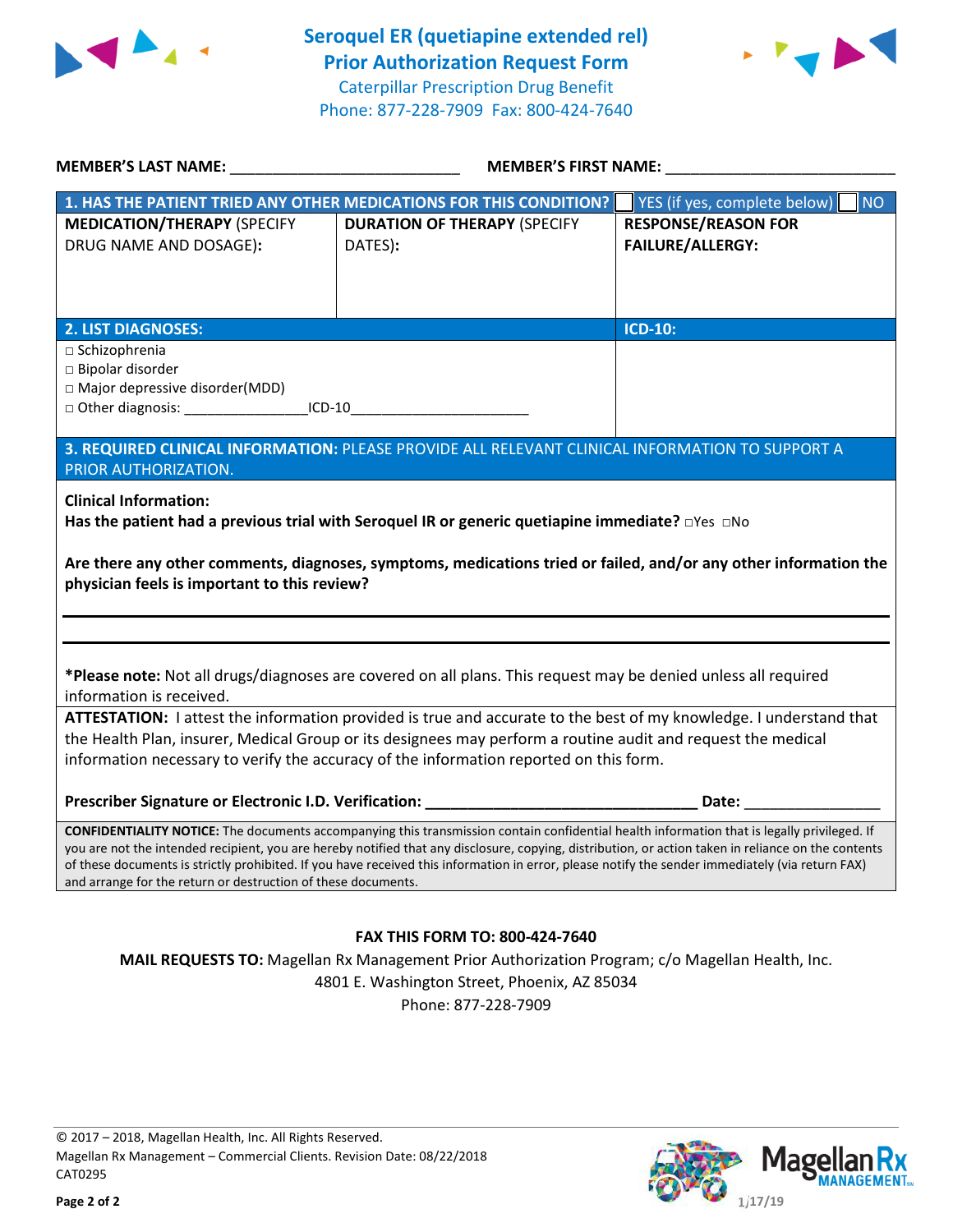# Seroquel ER (quetiapine extended rel) Prior Authorization Request Form

Caterpillar Prescription Drug Benefit
Phone: 877-228-7909 Fax: 800-424-7640

**MEMBER'S LAST NAME:** ___________________________ **MEMBER'S FIRST NAME:** ___________________________

| **1. HAS THE PATIENT TRIED ANY OTHER MEDICATIONS FOR THIS CONDITION?** | | ☐ YES (if yes, complete below) ☐ NO |
|---|---|---|
| **MEDICATION/THERAPY** (SPECIFY DRUG NAME AND DOSAGE): | **DURATION OF THERAPY** (SPECIFY DATES): | **RESPONSE/REASON FOR FAILURE/ALLERGY:** |
| | | |

| **2. LIST DIAGNOSES:** | **ICD-10:** |
|---|---|
| □ Schizophrenia<br>□ Bipolar disorder<br>□ Major depressive disorder(MDD)<br>□ Other diagnosis: ________________ICD-10________________________ | |

**3. REQUIRED CLINICAL INFORMATION:** PLEASE PROVIDE ALL RELEVANT CLINICAL INFORMATION TO SUPPORT A PRIOR AUTHORIZATION.

**Clinical Information:**

**Has the patient had a previous trial with Seroquel IR or generic quetiapine immediate?** □Yes □No

**Are there any other comments, diagnoses, symptoms, medications tried or failed, and/or any other information the physician feels is important to this review?**

_______________________________________________________________________________

_______________________________________________________________________________

***Please note:** Not all drugs/diagnoses are covered on all plans. This request may be denied unless all required information is received.

**ATTESTATION:** I attest the information provided is true and accurate to the best of my knowledge. I understand that the Health Plan, insurer, Medical Group or its designees may perform a routine audit and request the medical information necessary to verify the accuracy of the information reported on this form.

**Prescriber Signature or Electronic I.D. Verification:** ________________________________ **Date:** ________________

**CONFIDENTIALITY NOTICE:** The documents accompanying this transmission contain confidential health information that is legally privileged. If you are not the intended recipient, you are hereby notified that any disclosure, copying, distribution, or action taken in reliance on the contents of these documents is strictly prohibited. If you have received this information in error, please notify the sender immediately (via return FAX) and arrange for the return or destruction of these documents.

**FAX THIS FORM TO: 800-424-7640**

**MAIL REQUESTS TO:** Magellan Rx Management Prior Authorization Program; c/o Magellan Health, Inc.
4801 E. Washington Street, Phoenix, AZ 85034
Phone: 877-228-7909

© 2017 – 2018, Magellan Health, Inc. All Rights Reserved.
Magellan Rx Management – Commercial Clients. Revision Date: 08/22/2018
CAT0295

1/17/19